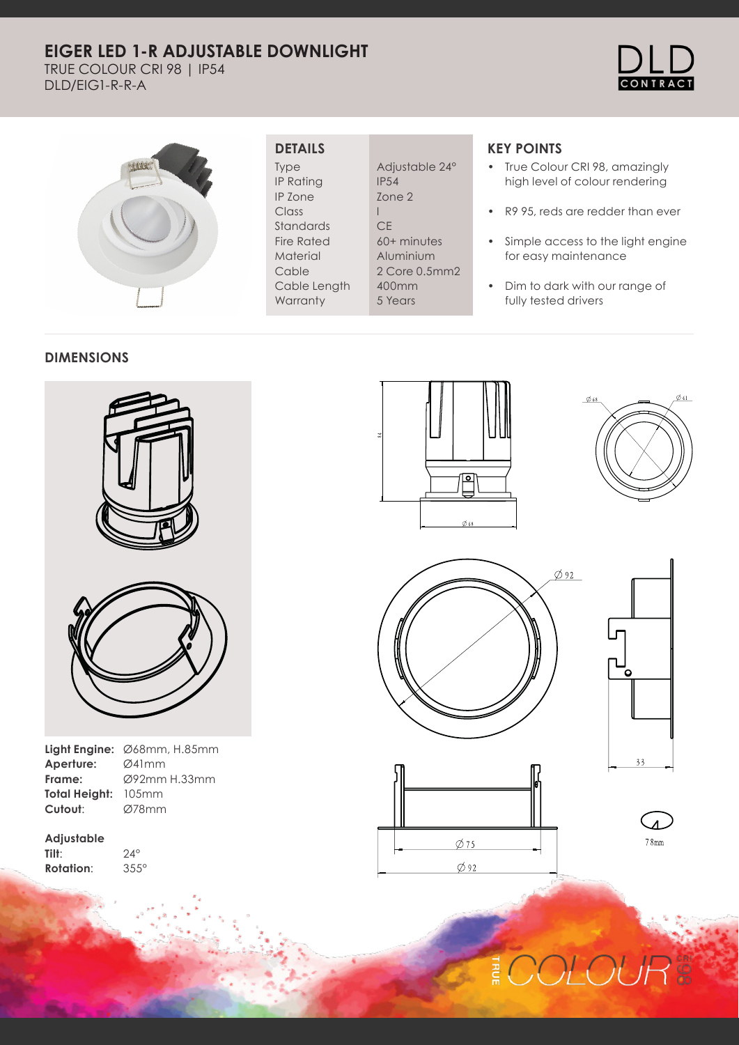# EIGER LED 1-R ADJUSTABLE DOWNLIGHT

TRUE COLOUR CRI 98 | IP54

DLD/EIG1-R-R-A

## DETAILS

| | |
|---|---|
| Type | Adjustable 24° |
| IP Rating | IP54 |
| IP Zone | Zone 2 |
| Class | I |
| Standards | CE |
| Fire Rated | 60+ minutes |
| Material | Aluminium |
| Cable | 2 Core 0.5mm2 |
| Cable Length | 400mm |
| Warranty | 5 Years |

## KEY POINTS

- True Colour CRI 98, amazingly high level of colour rendering
- R9 95, reds are redder than ever
- Simple access to the light engine for easy maintenance
- Dim to dark with our range of fully tested drivers

## DIMENSIONS

**Light Engine:** Ø68mm, H.85mm
**Aperture:** Ø41mm
**Frame:** Ø92mm H.33mm
**Total Height:** 105mm
**Cutout:** Ø78mm

**Adjustable**
**Tilt:** 24°
**Rotation:** 355°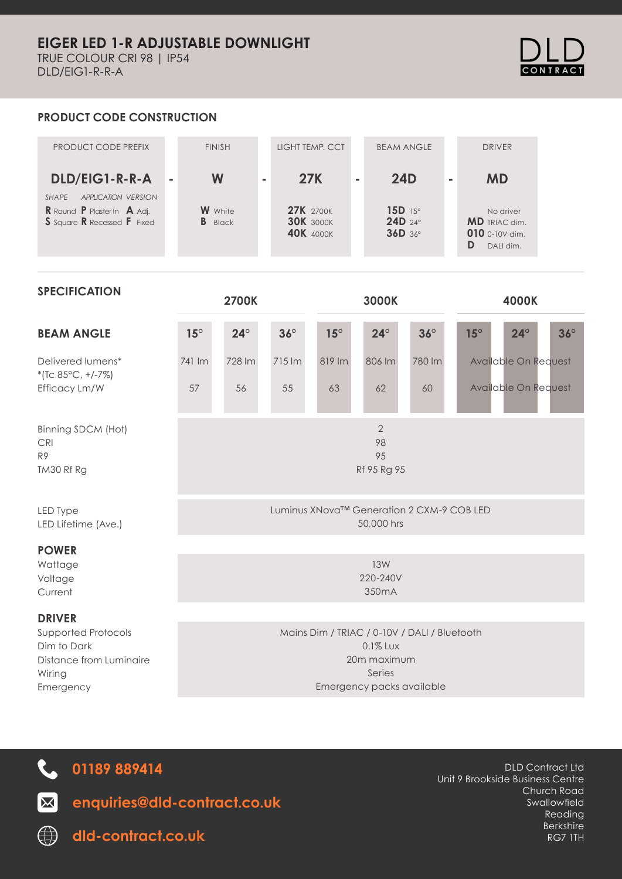# EIGER LED 1-R ADJUSTABLE DOWNLIGHT

TRUE COLOUR CRI 98 | IP54

DLD/EIG1-R-R-A

## PRODUCT CODE CONSTRUCTION

| PRODUCT CODE PREFIX | | FINISH | | LIGHT TEMP. CCT | | BEAM ANGLE | | DRIVER |
|---|---|---|---|---|---|---|---|---|
| **DLD/EIG1-R-R-A** | - | **W** | - | **27K** | - | **24D** | - | **MD** |
| *SHAPE* *APPLICATION* *VERSION*<br>**R** Round **P** Plaster In **A** Adj.<br>**S** Square **R** Recessed **F** Fixed | | **W** White<br>**B** Black | | **27K** 2700K<br>**30K** 3000K<br>**40K** 4000K | | **15D** 15°<br>**24D** 24°<br>**36D** 36° | | No driver<br>**MD** TRIAC dim.<br>**010** 0-10V dim.<br>**D** DALI dim. |

## SPECIFICATION

| | 2700K | | | 3000K | | | 4000K | | |
|---|---|---|---|---|---|---|---|---|---|
| **BEAM ANGLE** | 15° | 24° | 36° | 15° | 24° | 36° | 15° | 24° | 36° |
| Delivered lumens*<br>*(Tc 85°C, +/-7%) | 741 lm | 728 lm | 715 lm | 819 lm | 806 lm | 780 lm | Available On Request | | |
| Efficacy Lm/W | 57 | 56 | 55 | 63 | 62 | 60 | Available On Request | | |

| | |
|---|---|
| Binning SDCM (Hot) | 2 |
| CRI | 98 |
| R9 | 95 |
| TM30 Rf Rg | Rf 95 Rg 95 |
| LED Type | Luminus XNova™ Generation 2 CXM-9 COB LED |
| LED Lifetime (Ave.) | 50,000 hrs |
| **POWER** | |
| Wattage | 13W |
| Voltage | 220-240V |
| Current | 350mA |
| **DRIVER** | |
| Supported Protocols | Mains Dim / TRIAC / 0-10V / DALI / Bluetooth |
| Dim to Dark | 0.1% Lux |
| Distance from Luminaire | 20m maximum |
| Wiring | Series |
| Emergency | Emergency packs available |

**01189 889414**

**enquiries@dld-contract.co.uk**

**dld-contract.co.uk**

DLD Contract Ltd
Unit 9 Brookside Business Centre
Church Road
Swallowfield
Reading
Berkshire
RG7 1TH